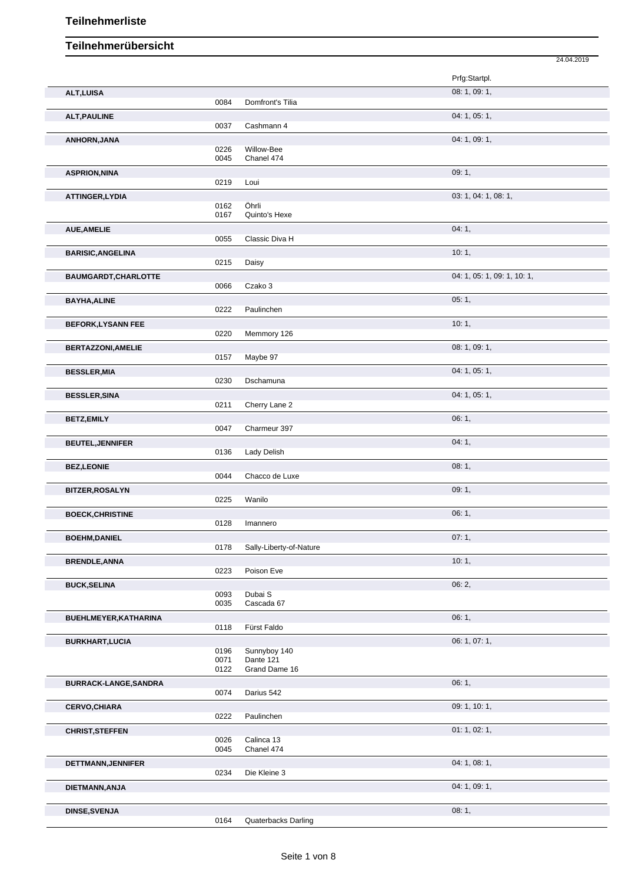# Teilnehmerliste

## Teilnehmerübersicht

24.04.2019

| | | | Prfg:Startpl. |
|---|---|---|---|
| **ALT,LUISA** | | | 08: 1, 09: 1, |
| | 0084 | Domfront's Tilia | |
| **ALT,PAULINE** | | | 04: 1, 05: 1, |
| | 0037 | Cashmann 4 | |
| **ANHORN,JANA** | | | 04: 1, 09: 1, |
| | 0226 | Willow-Bee | |
| | 0045 | Chanel 474 | |
| **ASPRION,NINA** | | | 09: 1, |
| | 0219 | Loui | |
| **ATTINGER,LYDIA** | | | 03: 1, 04: 1, 08: 1, |
| | 0162 | Öhrli | |
| | 0167 | Quinto's Hexe | |
| **AUE,AMELIE** | | | 04: 1, |
| | 0055 | Classic Diva H | |
| **BARISIC,ANGELINA** | | | 10: 1, |
| | 0215 | Daisy | |
| **BAUMGARDT,CHARLOTTE** | | | 04: 1, 05: 1, 09: 1, 10: 1, |
| | 0066 | Czako 3 | |
| **BAYHA,ALINE** | | | 05: 1, |
| | 0222 | Paulinchen | |
| **BEFORK,LYSANN FEE** | | | 10: 1, |
| | 0220 | Memmory 126 | |
| **BERTAZZONI,AMELIE** | | | 08: 1, 09: 1, |
| | 0157 | Maybe 97 | |
| **BESSLER,MIA** | | | 04: 1, 05: 1, |
| | 0230 | Dschamuna | |
| **BESSLER,SINA** | | | 04: 1, 05: 1, |
| | 0211 | Cherry Lane 2 | |
| **BETZ,EMILY** | | | 06: 1, |
| | 0047 | Charmeur 397 | |
| **BEUTEL,JENNIFER** | | | 04: 1, |
| | 0136 | Lady Delish | |
| **BEZ,LEONIE** | | | 08: 1, |
| | 0044 | Chacco de Luxe | |
| **BITZER,ROSALYN** | | | 09: 1, |
| | 0225 | Wanilo | |
| **BOECK,CHRISTINE** | | | 06: 1, |
| | 0128 | Imannero | |
| **BOEHM,DANIEL** | | | 07: 1, |
| | 0178 | Sally-Liberty-of-Nature | |
| **BRENDLE,ANNA** | | | 10: 1, |
| | 0223 | Poison Eve | |
| **BUCK,SELINA** | | | 06: 2, |
| | 0093 | Dubai S | |
| | 0035 | Cascada 67 | |
| **BUEHLMEYER,KATHARINA** | | | 06: 1, |
| | 0118 | Fürst Faldo | |
| **BURKHART,LUCIA** | | | 06: 1, 07: 1, |
| | 0196 | Sunnyboy 140 | |
| | 0071 | Dante 121 | |
| | 0122 | Grand Dame 16 | |
| **BURRACK-LANGE,SANDRA** | | | 06: 1, |
| | 0074 | Darius 542 | |
| **CERVO,CHIARA** | | | 09: 1, 10: 1, |
| | 0222 | Paulinchen | |
| **CHRIST,STEFFEN** | | | 01: 1, 02: 1, |
| | 0026 | Calinca 13 | |
| | 0045 | Chanel 474 | |
| **DETTMANN,JENNIFER** | | | 04: 1, 08: 1, |
| | 0234 | Die Kleine 3 | |
| **DIETMANN,ANJA** | | | 04: 1, 09: 1, |
| **DINSE,SVENJA** | | | 08: 1, |
| | 0164 | Quaterbacks Darling | |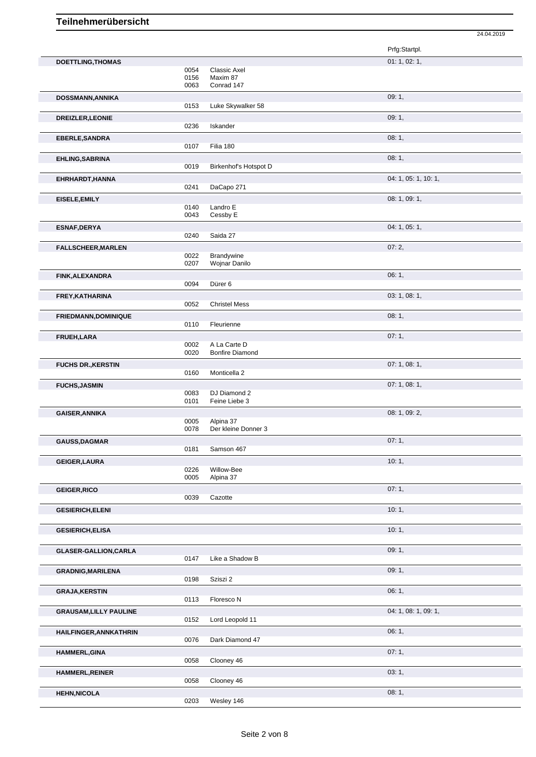# Teilnehmerübersicht

24.04.2019

| Name | Nr. | Pferd | Prfg:Startpl. |
|---|---|---|---|
| **DOETTLING,THOMAS** | | | 01: 1, 02: 1, |
| | 0054 | Classic Axel | |
| | 0156 | Maxim 87 | |
| | 0063 | Conrad 147 | |
| **DOSSMANN,ANNIKA** | | | 09: 1, |
| | 0153 | Luke Skywalker 58 | |
| **DREIZLER,LEONIE** | | | 09: 1, |
| | 0236 | Iskander | |
| **EBERLE,SANDRA** | | | 08: 1, |
| | 0107 | Filia 180 | |
| **EHLING,SABRINA** | | | 08: 1, |
| | 0019 | Birkenhof's Hotspot D | |
| **EHRHARDT,HANNA** | | | 04: 1, 05: 1, 10: 1, |
| | 0241 | DaCapo 271 | |
| **EISELE,EMILY** | | | 08: 1, 09: 1, |
| | 0140 | Landro E | |
| | 0043 | Cessby E | |
| **ESNAF,DERYA** | | | 04: 1, 05: 1, |
| | 0240 | Saida 27 | |
| **FALLSCHEER,MARLEN** | | | 07: 2, |
| | 0022 | Brandywine | |
| | 0207 | Wojnar Danilo | |
| **FINK,ALEXANDRA** | | | 06: 1, |
| | 0094 | Dürer 6 | |
| **FREY,KATHARINA** | | | 03: 1, 08: 1, |
| | 0052 | Christel Mess | |
| **FRIEDMANN,DOMINIQUE** | | | 08: 1, |
| | 0110 | Fleurienne | |
| **FRUEH,LARA** | | | 07: 1, |
| | 0002 | A La Carte D | |
| | 0020 | Bonfire Diamond | |
| **FUCHS DR.,KERSTIN** | | | 07: 1, 08: 1, |
| | 0160 | Monticella 2 | |
| **FUCHS,JASMIN** | | | 07: 1, 08: 1, |
| | 0083 | DJ Diamond 2 | |
| | 0101 | Feine Liebe 3 | |
| **GAISER,ANNIKA** | | | 08: 1, 09: 2, |
| | 0005 | Alpina 37 | |
| | 0078 | Der kleine Donner 3 | |
| **GAUSS,DAGMAR** | | | 07: 1, |
| | 0181 | Samson 467 | |
| **GEIGER,LAURA** | | | 10: 1, |
| | 0226 | Willow-Bee | |
| | 0005 | Alpina 37 | |
| **GEIGER,RICO** | | | 07: 1, |
| | 0039 | Cazotte | |
| **GESIERICH,ELENI** | | | 10: 1, |
| **GESIERICH,ELISA** | | | 10: 1, |
| **GLASER-GALLION,CARLA** | | | 09: 1, |
| | 0147 | Like a Shadow B | |
| **GRADNIG,MARILENA** | | | 09: 1, |
| | 0198 | Sziszi 2 | |
| **GRAJA,KERSTIN** | | | 06: 1, |
| | 0113 | Floresco N | |
| **GRAUSAM,LILLY PAULINE** | | | 04: 1, 08: 1, 09: 1, |
| | 0152 | Lord Leopold 11 | |
| **HAILFINGER,ANNKATHRIN** | | | 06: 1, |
| | 0076 | Dark Diamond 47 | |
| **HAMMERL,GINA** | | | 07: 1, |
| | 0058 | Clooney 46 | |
| **HAMMERL,REINER** | | | 03: 1, |
| | 0058 | Clooney 46 | |
| **HEHN,NICOLA** | | | 08: 1, |
| | 0203 | Wesley 146 | |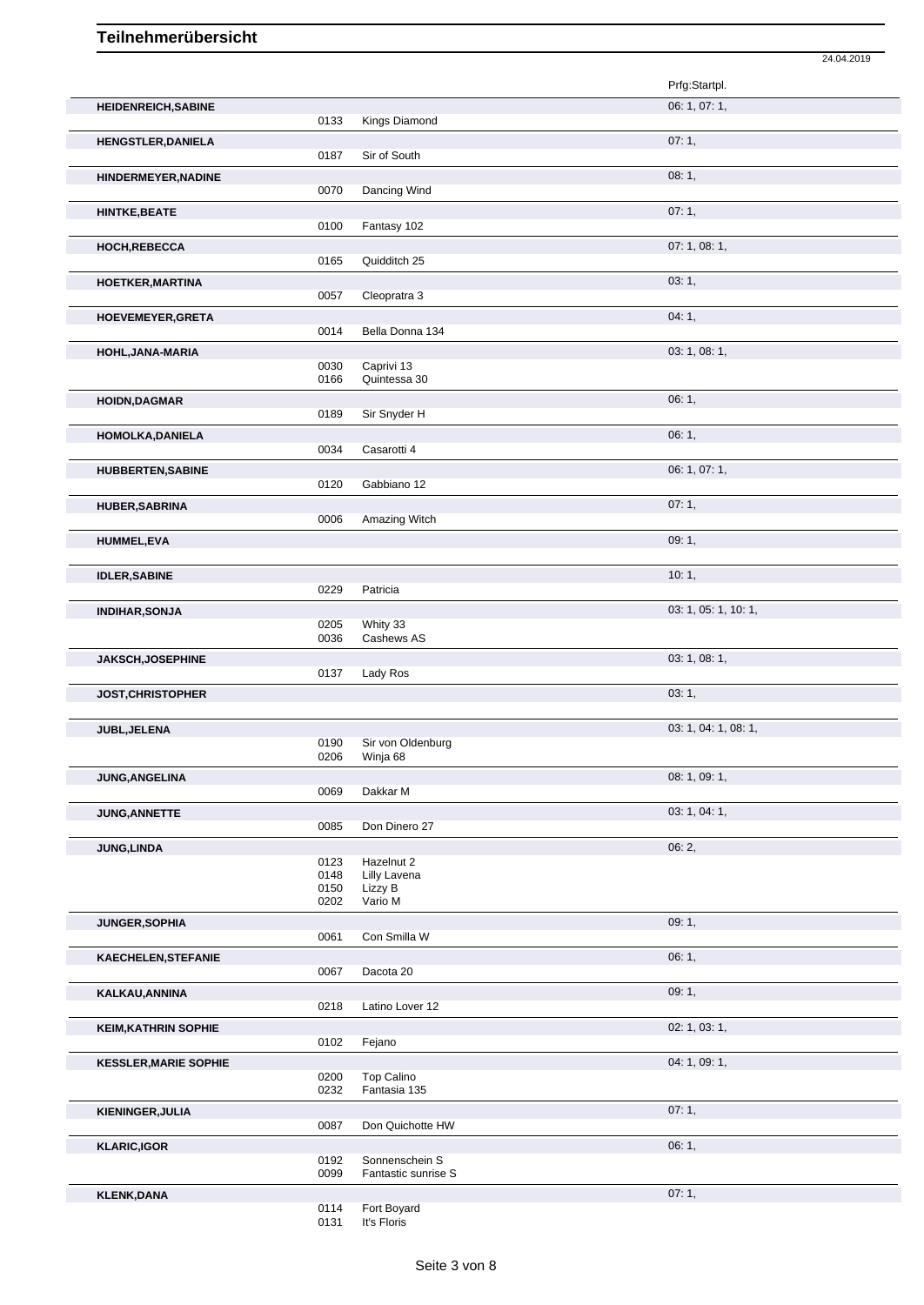# Teilnehmerübersicht

24.04.2019

| Name | Nr. | Pferd | Prfg:Startpl. |
|---|---|---|---|
| **HEIDENREICH,SABINE** | | | 06: 1, 07: 1, |
| | 0133 | Kings Diamond | |
| **HENGSTLER,DANIELA** | | | 07: 1, |
| | 0187 | Sir of South | |
| **HINDERMEYER,NADINE** | | | 08: 1, |
| | 0070 | Dancing Wind | |
| **HINTKE,BEATE** | | | 07: 1, |
| | 0100 | Fantasy 102 | |
| **HOCH,REBECCA** | | | 07: 1, 08: 1, |
| | 0165 | Quidditch 25 | |
| **HOETKER,MARTINA** | | | 03: 1, |
| | 0057 | Cleopratra 3 | |
| **HOEVEMEYER,GRETA** | | | 04: 1, |
| | 0014 | Bella Donna 134 | |
| **HOHL,JANA-MARIA** | | | 03: 1, 08: 1, |
| | 0030 | Caprivi 13 | |
| | 0166 | Quintessa 30 | |
| **HOIDN,DAGMAR** | | | 06: 1, |
| | 0189 | Sir Snyder H | |
| **HOMOLKA,DANIELA** | | | 06: 1, |
| | 0034 | Casarotti 4 | |
| **HUBBERTEN,SABINE** | | | 06: 1, 07: 1, |
| | 0120 | Gabbiano 12 | |
| **HUBER,SABRINA** | | | 07: 1, |
| | 0006 | Amazing Witch | |
| **HUMMEL,EVA** | | | 09: 1, |
| **IDLER,SABINE** | | | 10: 1, |
| | 0229 | Patricia | |
| **INDIHAR,SONJA** | | | 03: 1, 05: 1, 10: 1, |
| | 0205 | Whity 33 | |
| | 0036 | Cashews AS | |
| **JAKSCH,JOSEPHINE** | | | 03: 1, 08: 1, |
| | 0137 | Lady Ros | |
| **JOST,CHRISTOPHER** | | | 03: 1, |
| **JUBL,JELENA** | | | 03: 1, 04: 1, 08: 1, |
| | 0190 | Sir von Oldenburg | |
| | 0206 | Winja 68 | |
| **JUNG,ANGELINA** | | | 08: 1, 09: 1, |
| | 0069 | Dakkar M | |
| **JUNG,ANNETTE** | | | 03: 1, 04: 1, |
| | 0085 | Don Dinero 27 | |
| **JUNG,LINDA** | | | 06: 2, |
| | 0123 | Hazelnut 2 | |
| | 0148 | Lilly Lavena | |
| | 0150 | Lizzy B | |
| | 0202 | Vario M | |
| **JUNGER,SOPHIA** | | | 09: 1, |
| | 0061 | Con Smilla W | |
| **KAECHELEN,STEFANIE** | | | 06: 1, |
| | 0067 | Dacota 20 | |
| **KALKAU,ANNINA** | | | 09: 1, |
| | 0218 | Latino Lover 12 | |
| **KEIM,KATHRIN SOPHIE** | | | 02: 1, 03: 1, |
| | 0102 | Fejano | |
| **KESSLER,MARIE SOPHIE** | | | 04: 1, 09: 1, |
| | 0200 | Top Calino | |
| | 0232 | Fantasia 135 | |
| **KIENINGER,JULIA** | | | 07: 1, |
| | 0087 | Don Quichotte HW | |
| **KLARIC,IGOR** | | | 06: 1, |
| | 0192 | Sonnenschein S | |
| | 0099 | Fantastic sunrise S | |
| **KLENK,DANA** | | | 07: 1, |
| | 0114 | Fort Boyard | |
| | 0131 | It's Floris | |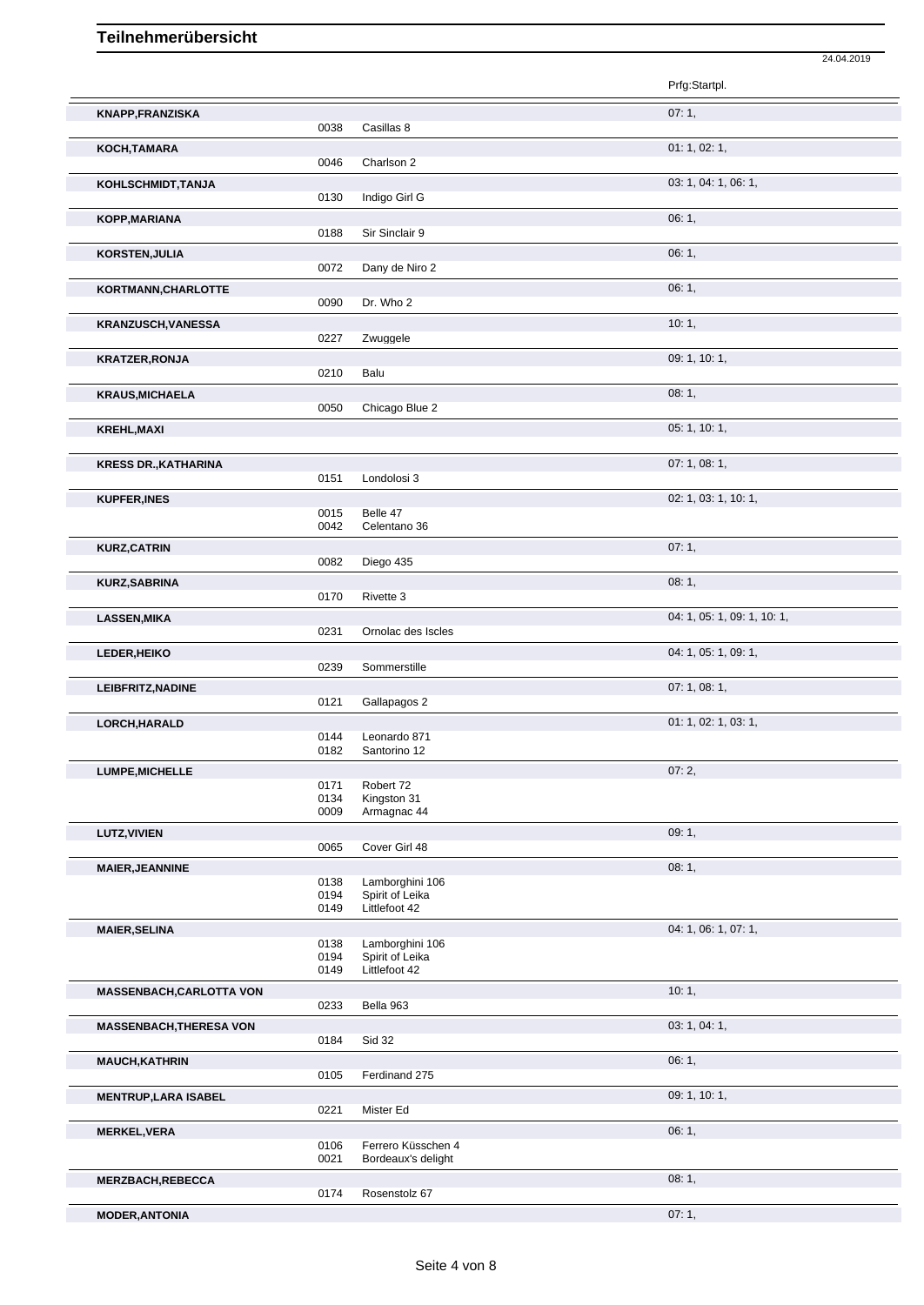# Teilnehmerübersicht

24.04.2019

| Teilnehmer | Nr. | Pferd | Prfg:Startpl. |
|---|---|---|---|
| **KNAPP,FRANZISKA** | | | 07: 1, |
| | 0038 | Casillas 8 | |
| **KOCH,TAMARA** | | | 01: 1, 02: 1, |
| | 0046 | Charlson 2 | |
| **KOHLSCHMIDT,TANJA** | | | 03: 1, 04: 1, 06: 1, |
| | 0130 | Indigo Girl G | |
| **KOPP,MARIANA** | | | 06: 1, |
| | 0188 | Sir Sinclair 9 | |
| **KORSTEN,JULIA** | | | 06: 1, |
| | 0072 | Dany de Niro 2 | |
| **KORTMANN,CHARLOTTE** | | | 06: 1, |
| | 0090 | Dr. Who 2 | |
| **KRANZUSCH,VANESSA** | | | 10: 1, |
| | 0227 | Zwuggele | |
| **KRATZER,RONJA** | | | 09: 1, 10: 1, |
| | 0210 | Balu | |
| **KRAUS,MICHAELA** | | | 08: 1, |
| | 0050 | Chicago Blue 2 | |
| **KREHL,MAXI** | | | 05: 1, 10: 1, |
| **KRESS DR.,KATHARINA** | | | 07: 1, 08: 1, |
| | 0151 | Londolosi 3 | |
| **KUPFER,INES** | | | 02: 1, 03: 1, 10: 1, |
| | 0015 | Belle 47 | |
| | 0042 | Celentano 36 | |
| **KURZ,CATRIN** | | | 07: 1, |
| | 0082 | Diego 435 | |
| **KURZ,SABRINA** | | | 08: 1, |
| | 0170 | Rivette 3 | |
| **LASSEN,MIKA** | | | 04: 1, 05: 1, 09: 1, 10: 1, |
| | 0231 | Ornolac des Iscles | |
| **LEDER,HEIKO** | | | 04: 1, 05: 1, 09: 1, |
| | 0239 | Sommerstille | |
| **LEIBFRITZ,NADINE** | | | 07: 1, 08: 1, |
| | 0121 | Gallapagos 2 | |
| **LORCH,HARALD** | | | 01: 1, 02: 1, 03: 1, |
| | 0144 | Leonardo 871 | |
| | 0182 | Santorino 12 | |
| **LUMPE,MICHELLE** | | | 07: 2, |
| | 0171 | Robert 72 | |
| | 0134 | Kingston 31 | |
| | 0009 | Armagnac 44 | |
| **LUTZ,VIVIEN** | | | 09: 1, |
| | 0065 | Cover Girl 48 | |
| **MAIER,JEANNINE** | | | 08: 1, |
| | 0138 | Lamborghini 106 | |
| | 0194 | Spirit of Leika | |
| | 0149 | Littlefoot 42 | |
| **MAIER,SELINA** | | | 04: 1, 06: 1, 07: 1, |
| | 0138 | Lamborghini 106 | |
| | 0194 | Spirit of Leika | |
| | 0149 | Littlefoot 42 | |
| **MASSENBACH,CARLOTTA VON** | | | 10: 1, |
| | 0233 | Bella 963 | |
| **MASSENBACH,THERESA VON** | | | 03: 1, 04: 1, |
| | 0184 | Sid 32 | |
| **MAUCH,KATHRIN** | | | 06: 1, |
| | 0105 | Ferdinand 275 | |
| **MENTRUP,LARA ISABEL** | | | 09: 1, 10: 1, |
| | 0221 | Mister Ed | |
| **MERKEL,VERA** | | | 06: 1, |
| | 0106 | Ferrero Küsschen 4 | |
| | 0021 | Bordeaux's delight | |
| **MERZBACH,REBECCA** | | | 08: 1, |
| | 0174 | Rosenstolz 67 | |
| **MODER,ANTONIA** | | | 07: 1, |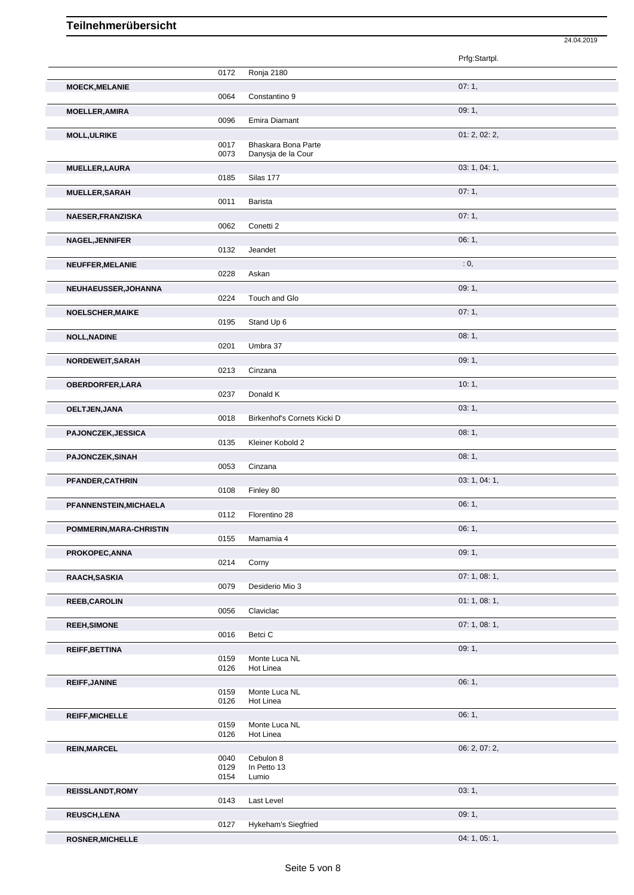# Teilnehmerübersicht

24.04.2019

| Name | Nr. | Pferd | Prfg:Startpl. |
|---|---|---|---|
| | 0172 | Ronja 2180 | |
| **MOECK,MELANIE** | | | 07: 1, |
| | 0064 | Constantino 9 | |
| **MOELLER,AMIRA** | | | 09: 1, |
| | 0096 | Emira Diamant | |
| **MOLL,ULRIKE** | | | 01: 2, 02: 2, |
| | 0017 | Bhaskara Bona Parte | |
| | 0073 | Danysja de la Cour | |
| **MUELLER,LAURA** | | | 03: 1, 04: 1, |
| | 0185 | Silas 177 | |
| **MUELLER,SARAH** | | | 07: 1, |
| | 0011 | Barista | |
| **NAESER,FRANZISKA** | | | 07: 1, |
| | 0062 | Conetti 2 | |
| **NAGEL,JENNIFER** | | | 06: 1, |
| | 0132 | Jeandet | |
| **NEUFFER,MELANIE** | | | : 0, |
| | 0228 | Askan | |
| **NEUHAEUSSER,JOHANNA** | | | 09: 1, |
| | 0224 | Touch and Glo | |
| **NOELSCHER,MAIKE** | | | 07: 1, |
| | 0195 | Stand Up 6 | |
| **NOLL,NADINE** | | | 08: 1, |
| | 0201 | Umbra 37 | |
| **NORDEWEIT,SARAH** | | | 09: 1, |
| | 0213 | Cinzana | |
| **OBERDORFER,LARA** | | | 10: 1, |
| | 0237 | Donald K | |
| **OELTJEN,JANA** | | | 03: 1, |
| | 0018 | Birkenhof's Cornets Kicki D | |
| **PAJONCZEK,JESSICA** | | | 08: 1, |
| | 0135 | Kleiner Kobold 2 | |
| **PAJONCZEK,SINAH** | | | 08: 1, |
| | 0053 | Cinzana | |
| **PFANDER,CATHRIN** | | | 03: 1, 04: 1, |
| | 0108 | Finley 80 | |
| **PFANNENSTEIN,MICHAELA** | | | 06: 1, |
| | 0112 | Florentino 28 | |
| **POMMERIN,MARA-CHRISTIN** | | | 06: 1, |
| | 0155 | Mamamia 4 | |
| **PROKOPEC,ANNA** | | | 09: 1, |
| | 0214 | Corny | |
| **RAACH,SASKIA** | | | 07: 1, 08: 1, |
| | 0079 | Desiderio Mio 3 | |
| **REEB,CAROLIN** | | | 01: 1, 08: 1, |
| | 0056 | Claviclac | |
| **REEH,SIMONE** | | | 07: 1, 08: 1, |
| | 0016 | Betci C | |
| **REIFF,BETTINA** | | | 09: 1, |
| | 0159 | Monte Luca NL | |
| | 0126 | Hot Linea | |
| **REIFF,JANINE** | | | 06: 1, |
| | 0159 | Monte Luca NL | |
| | 0126 | Hot Linea | |
| **REIFF,MICHELLE** | | | 06: 1, |
| | 0159 | Monte Luca NL | |
| | 0126 | Hot Linea | |
| **REIN,MARCEL** | | | 06: 2, 07: 2, |
| | 0040 | Cebulon 8 | |
| | 0129 | In Petto 13 | |
| | 0154 | Lumio | |
| **REISSLANDT,ROMY** | | | 03: 1, |
| | 0143 | Last Level | |
| **REUSCH,LENA** | | | 09: 1, |
| | 0127 | Hykeham's Siegfried | |
| **ROSNER,MICHELLE** | | | 04: 1, 05: 1, |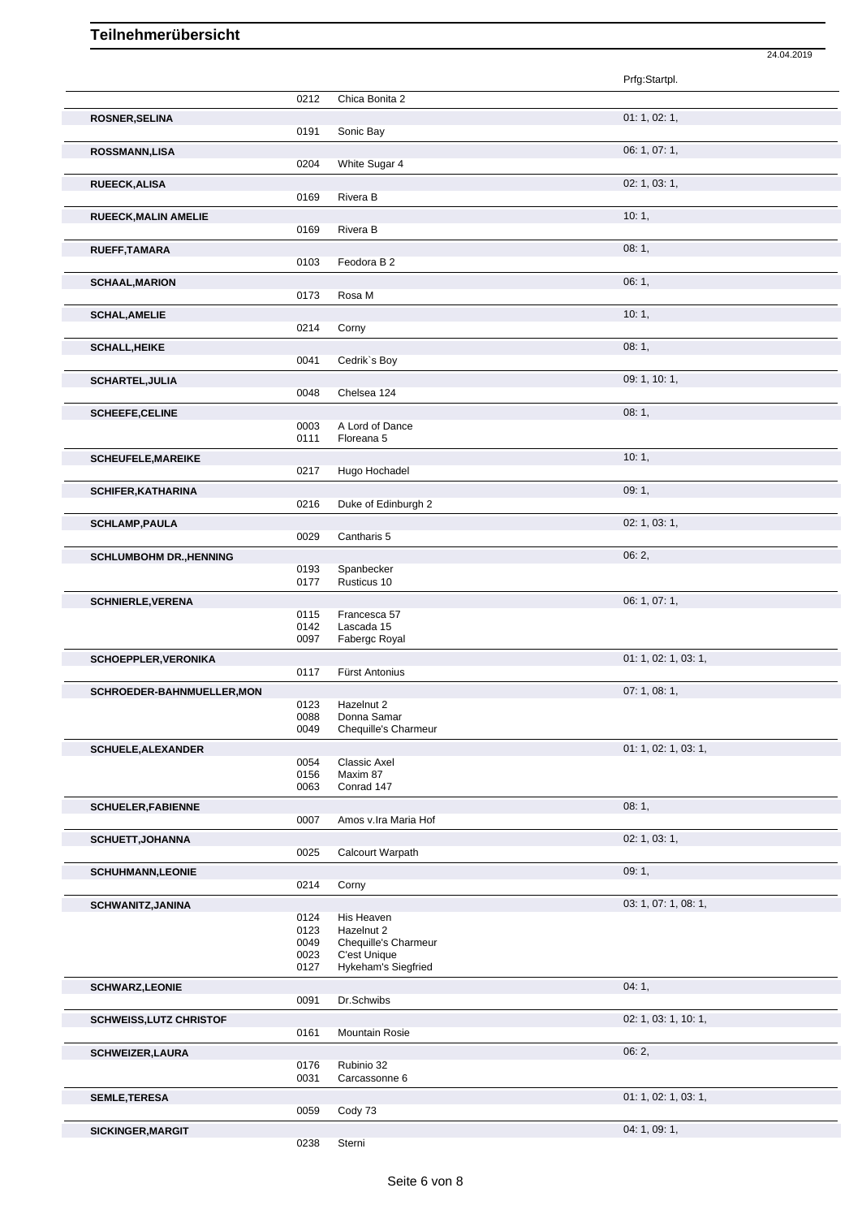# Teilnehmerübersicht

24.04.2019

| Name | Nr. | Pferd | Prfg:Startpl. |
|---|---|---|---|
| | 0212 | Chica Bonita 2 | |
| **ROSNER,SELINA** | | | 01: 1, 02: 1, |
| | 0191 | Sonic Bay | |
| **ROSSMANN,LISA** | | | 06: 1, 07: 1, |
| | 0204 | White Sugar 4 | |
| **RUEECK,ALISA** | | | 02: 1, 03: 1, |
| | 0169 | Rivera B | |
| **RUEECK,MALIN AMELIE** | | | 10: 1, |
| | 0169 | Rivera B | |
| **RUEFF,TAMARA** | | | 08: 1, |
| | 0103 | Feodora B 2 | |
| **SCHAAL,MARION** | | | 06: 1, |
| | 0173 | Rosa M | |
| **SCHAL,AMELIE** | | | 10: 1, |
| | 0214 | Corny | |
| **SCHALL,HEIKE** | | | 08: 1, |
| | 0041 | Cedrik`s Boy | |
| **SCHARTEL,JULIA** | | | 09: 1, 10: 1, |
| | 0048 | Chelsea 124 | |
| **SCHEEFE,CELINE** | | | 08: 1, |
| | 0003 | A Lord of Dance | |
| | 0111 | Floreana 5 | |
| **SCHEUFELE,MAREIKE** | | | 10: 1, |
| | 0217 | Hugo Hochadel | |
| **SCHIFER,KATHARINA** | | | 09: 1, |
| | 0216 | Duke of Edinburgh 2 | |
| **SCHLAMP,PAULA** | | | 02: 1, 03: 1, |
| | 0029 | Cantharis 5 | |
| **SCHLUMBOHM DR.,HENNING** | | | 06: 2, |
| | 0193 | Spanbecker | |
| | 0177 | Rusticus 10 | |
| **SCHNIERLE,VERENA** | | | 06: 1, 07: 1, |
| | 0115 | Francesca 57 | |
| | 0142 | Lascada 15 | |
| | 0097 | Fabergc Royal | |
| **SCHOEPPLER,VERONIKA** | | | 01: 1, 02: 1, 03: 1, |
| | 0117 | Fürst Antonius | |
| **SCHROEDER-BAHNMUELLER,MON** | | | 07: 1, 08: 1, |
| | 0123 | Hazelnut 2 | |
| | 0088 | Donna Samar | |
| | 0049 | Chequille's Charmeur | |
| **SCHUELE,ALEXANDER** | | | 01: 1, 02: 1, 03: 1, |
| | 0054 | Classic Axel | |
| | 0156 | Maxim 87 | |
| | 0063 | Conrad 147 | |
| **SCHUELER,FABIENNE** | | | 08: 1, |
| | 0007 | Amos v.Ira Maria Hof | |
| **SCHUETT,JOHANNA** | | | 02: 1, 03: 1, |
| | 0025 | Calcourt Warpath | |
| **SCHUHMANN,LEONIE** | | | 09: 1, |
| | 0214 | Corny | |
| **SCHWANITZ,JANINA** | | | 03: 1, 07: 1, 08: 1, |
| | 0124 | His Heaven | |
| | 0123 | Hazelnut 2 | |
| | 0049 | Chequille's Charmeur | |
| | 0023 | C'est Unique | |
| | 0127 | Hykeham's Siegfried | |
| **SCHWARZ,LEONIE** | | | 04: 1, |
| | 0091 | Dr.Schwibs | |
| **SCHWEISS,LUTZ CHRISTOF** | | | 02: 1, 03: 1, 10: 1, |
| | 0161 | Mountain Rosie | |
| **SCHWEIZER,LAURA** | | | 06: 2, |
| | 0176 | Rubinio 32 | |
| | 0031 | Carcassonne 6 | |
| **SEMLE,TERESA** | | | 01: 1, 02: 1, 03: 1, |
| | 0059 | Cody 73 | |
| **SICKINGER,MARGIT** | | | 04: 1, 09: 1, |
| | 0238 | Sterni | |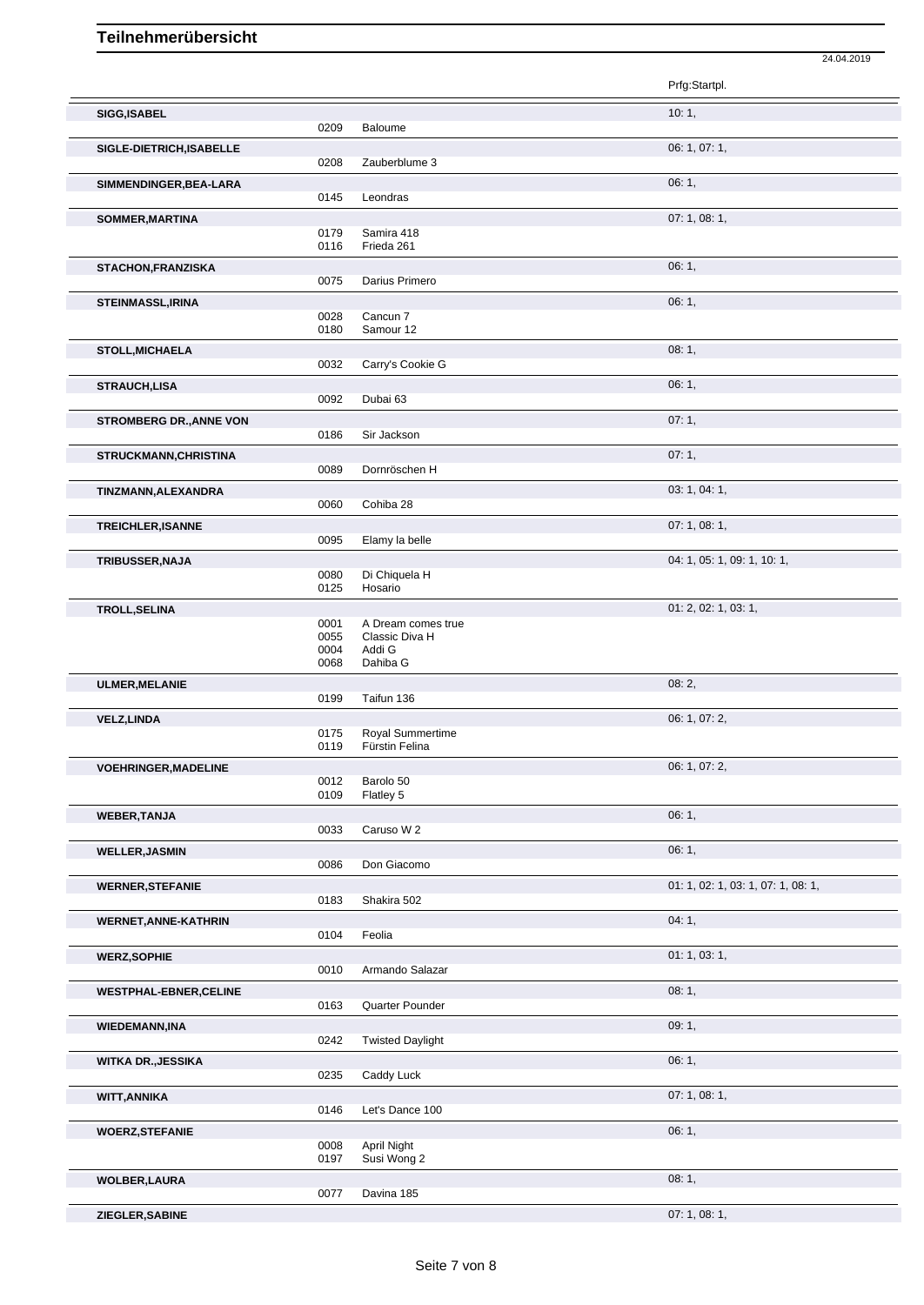# Teilnehmerübersicht

24.04.2019

| Name | Nr. | Pferd | Prfg:Startpl. |
|---|---|---|---|
| **SIGG,ISABEL** | | | 10: 1, |
| | 0209 | Baloume | |
| **SIGLE-DIETRICH,ISABELLE** | | | 06: 1, 07: 1, |
| | 0208 | Zauberblume 3 | |
| **SIMMENDINGER,BEA-LARA** | | | 06: 1, |
| | 0145 | Leondras | |
| **SOMMER,MARTINA** | | | 07: 1, 08: 1, |
| | 0179 | Samira 418 | |
| | 0116 | Frieda 261 | |
| **STACHON,FRANZISKA** | | | 06: 1, |
| | 0075 | Darius Primero | |
| **STEINMASSL,IRINA** | | | 06: 1, |
| | 0028 | Cancun 7 | |
| | 0180 | Samour 12 | |
| **STOLL,MICHAELA** | | | 08: 1, |
| | 0032 | Carry's Cookie G | |
| **STRAUCH,LISA** | | | 06: 1, |
| | 0092 | Dubai 63 | |
| **STROMBERG DR.,ANNE VON** | | | 07: 1, |
| | 0186 | Sir Jackson | |
| **STRUCKMANN,CHRISTINA** | | | 07: 1, |
| | 0089 | Dornröschen H | |
| **TINZMANN,ALEXANDRA** | | | 03: 1, 04: 1, |
| | 0060 | Cohiba 28 | |
| **TREICHLER,ISANNE** | | | 07: 1, 08: 1, |
| | 0095 | Elamy la belle | |
| **TRIBUSSER,NAJA** | | | 04: 1, 05: 1, 09: 1, 10: 1, |
| | 0080 | Di Chiquela H | |
| | 0125 | Hosario | |
| **TROLL,SELINA** | | | 01: 2, 02: 1, 03: 1, |
| | 0001 | A Dream comes true | |
| | 0055 | Classic Diva H | |
| | 0004 | Addi G | |
| | 0068 | Dahiba G | |
| **ULMER,MELANIE** | | | 08: 2, |
| | 0199 | Taifun 136 | |
| **VELZ,LINDA** | | | 06: 1, 07: 2, |
| | 0175 | Royal Summertime | |
| | 0119 | Fürstin Felina | |
| **VOEHRINGER,MADELINE** | | | 06: 1, 07: 2, |
| | 0012 | Barolo 50 | |
| | 0109 | Flatley 5 | |
| **WEBER,TANJA** | | | 06: 1, |
| | 0033 | Caruso W 2 | |
| **WELLER,JASMIN** | | | 06: 1, |
| | 0086 | Don Giacomo | |
| **WERNER,STEFANIE** | | | 01: 1, 02: 1, 03: 1, 07: 1, 08: 1, |
| | 0183 | Shakira 502 | |
| **WERNET,ANNE-KATHRIN** | | | 04: 1, |
| | 0104 | Feolia | |
| **WERZ,SOPHIE** | | | 01: 1, 03: 1, |
| | 0010 | Armando Salazar | |
| **WESTPHAL-EBNER,CELINE** | | | 08: 1, |
| | 0163 | Quarter Pounder | |
| **WIEDEMANN,INA** | | | 09: 1, |
| | 0242 | Twisted Daylight | |
| **WITKA DR.,JESSIKA** | | | 06: 1, |
| | 0235 | Caddy Luck | |
| **WITT,ANNIKA** | | | 07: 1, 08: 1, |
| | 0146 | Let's Dance 100 | |
| **WOERZ,STEFANIE** | | | 06: 1, |
| | 0008 | April Night | |
| | 0197 | Susi Wong 2 | |
| **WOLBER,LAURA** | | | 08: 1, |
| | 0077 | Davina 185 | |
| **ZIEGLER,SABINE** | | | 07: 1, 08: 1, |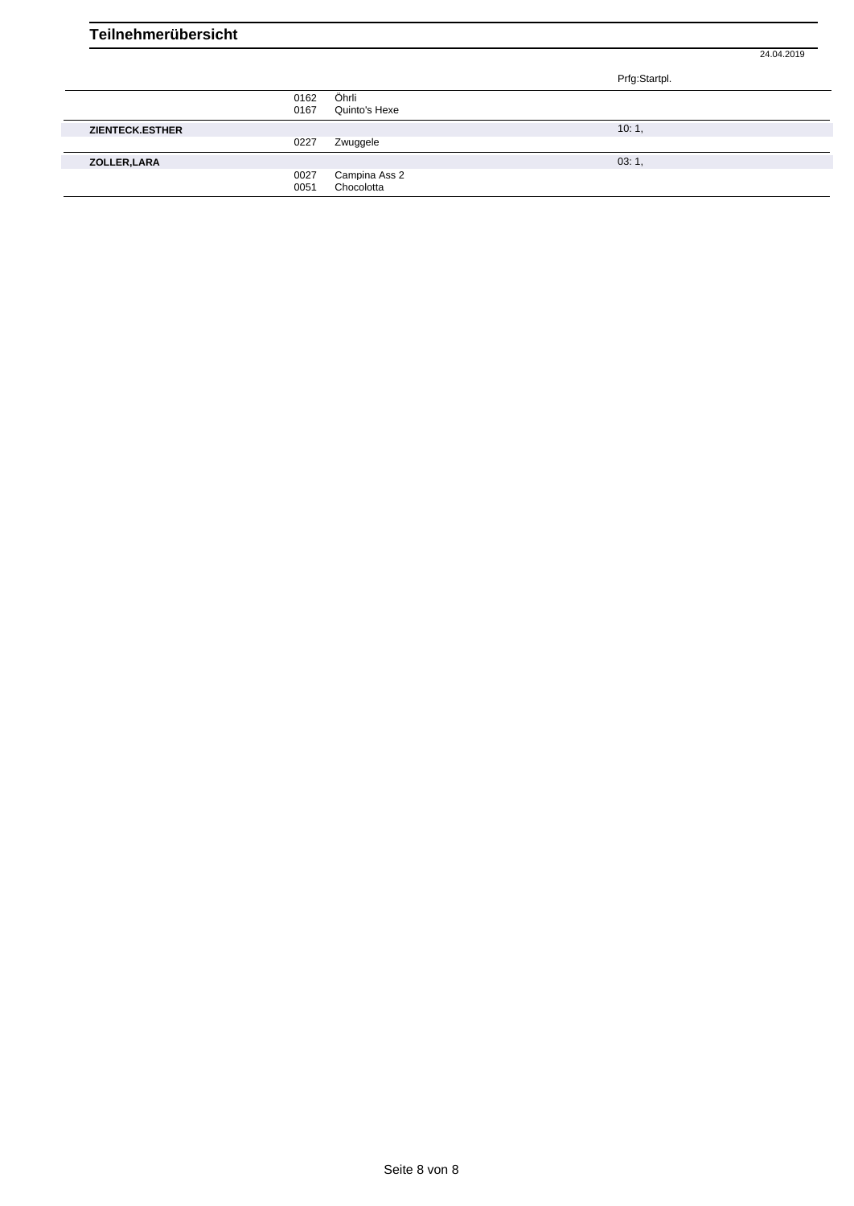## Teilnehmerübersicht

24.04.2019

| | | | Prfg:Startpl. |
|---|---|---|---|
| | 0162 | Öhrli | |
| | 0167 | Quinto's Hexe | |
| **ZIENTECK.ESTHER** | | | 10: 1, |
| | 0227 | Zwuggele | |
| **ZOLLER,LARA** | | | 03: 1, |
| | 0027 | Campina Ass 2 | |
| | 0051 | Chocolotta | |